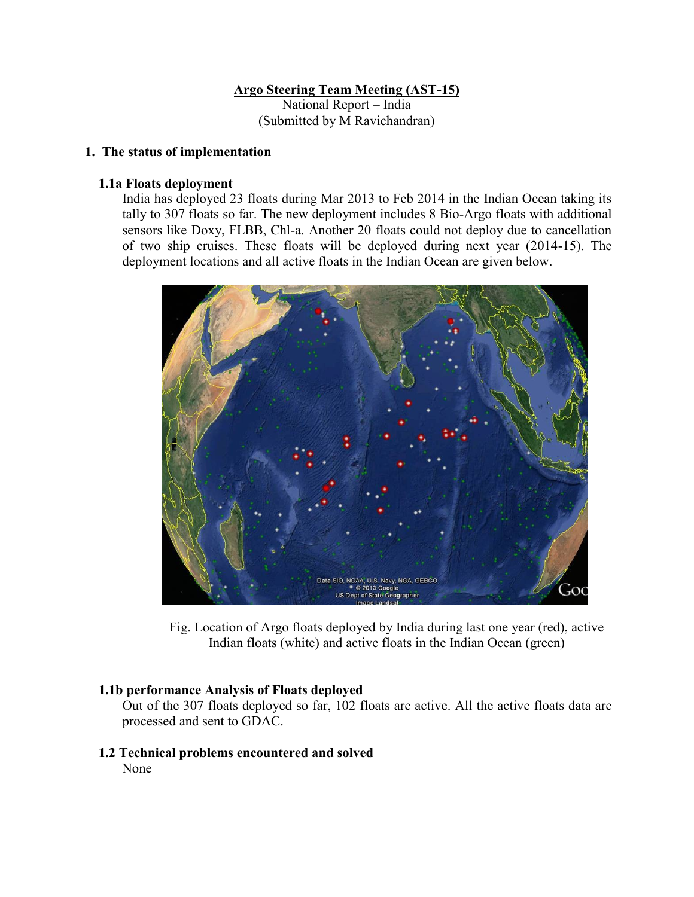**Argo Steering Team Meeting (AST-15)**

National Report – India

(Submitted by M Ravichandran)

## 1. The status of implementation

### 1.1a Floats deployment

India has deployed 23 floats during Mar 2013 to Feb 2014 in the Indian Ocean taking its tally to 307 floats so far. The new deployment includes 8 Bio-Argo floats with additional sensors like Doxy, FLBB, Chl-a. Another 20 floats could not deploy due to cancellation of two ship cruises. These floats will be deployed during next year (2014-15). The deployment locations and all active floats in the Indian Ocean are given below.

Fig. Location of Argo floats deployed by India during last one year (red), active Indian floats (white) and active floats in the Indian Ocean (green)

### 1.1b performance Analysis of Floats deployed

Out of the 307 floats deployed so far, 102 floats are active. All the active floats data are processed and sent to GDAC.

### 1.2 Technical problems encountered and solved

None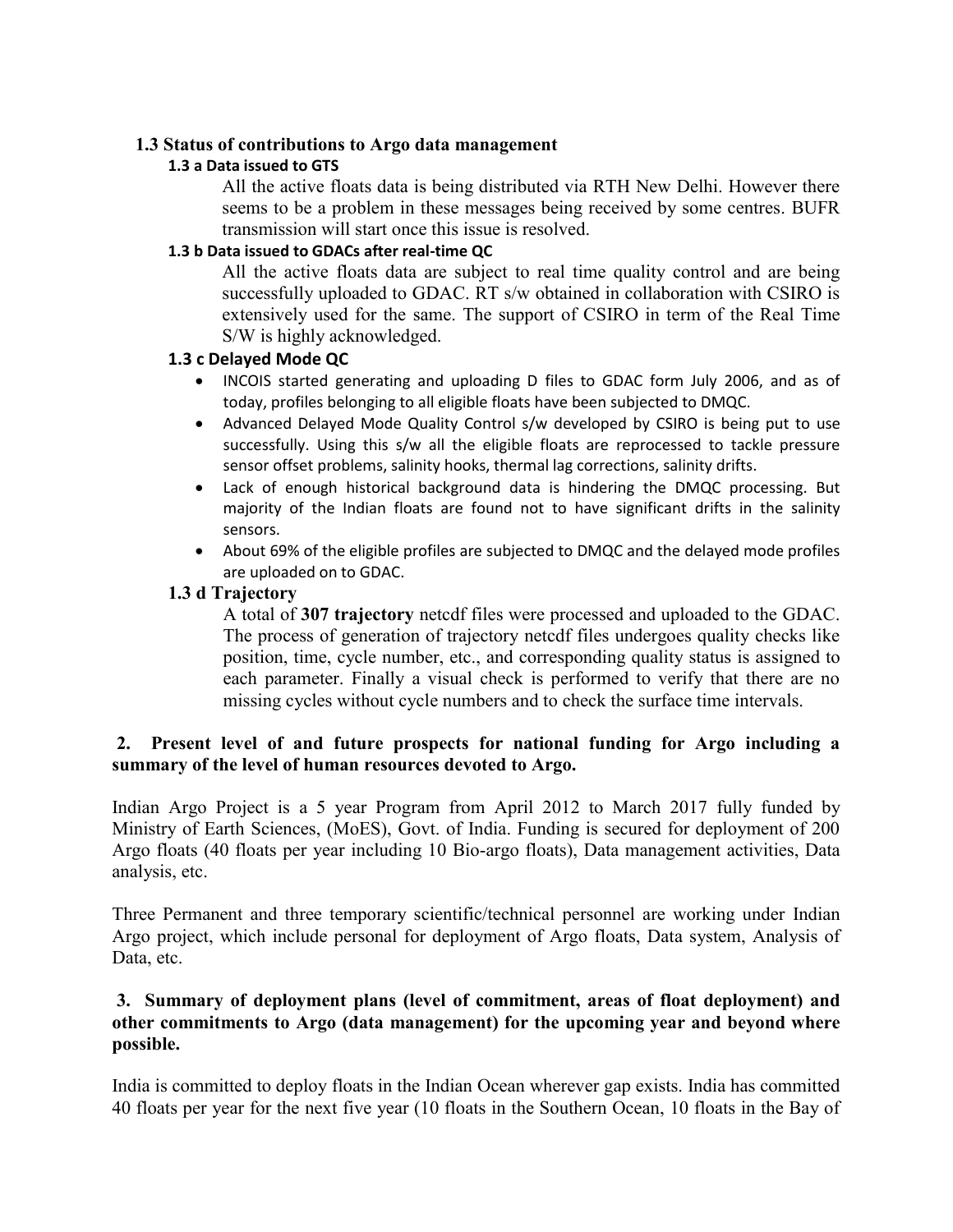### 1.3 Status of contributions to Argo data management

#### 1.3 a Data issued to GTS

All the active floats data is being distributed via RTH New Delhi. However there seems to be a problem in these messages being received by some centres. BUFR transmission will start once this issue is resolved.

#### 1.3 b Data issued to GDACs after real-time QC

All the active floats data are subject to real time quality control and are being successfully uploaded to GDAC. RT s/w obtained in collaboration with CSIRO is extensively used for the same. The support of CSIRO in term of the Real Time S/W is highly acknowledged.

#### 1.3 c Delayed Mode QC

- INCOIS started generating and uploading D files to GDAC form July 2006, and as of today, profiles belonging to all eligible floats have been subjected to DMQC.
- Advanced Delayed Mode Quality Control s/w developed by CSIRO is being put to use successfully. Using this s/w all the eligible floats are reprocessed to tackle pressure sensor offset problems, salinity hooks, thermal lag corrections, salinity drifts.
- Lack of enough historical background data is hindering the DMQC processing. But majority of the Indian floats are found not to have significant drifts in the salinity sensors.
- About 69% of the eligible profiles are subjected to DMQC and the delayed mode profiles are uploaded on to GDAC.

#### 1.3 d Trajectory

A total of **307 trajectory** netcdf files were processed and uploaded to the GDAC. The process of generation of trajectory netcdf files undergoes quality checks like position, time, cycle number, etc., and corresponding quality status is assigned to each parameter. Finally a visual check is performed to verify that there are no missing cycles without cycle numbers and to check the surface time intervals.

## 2. Present level of and future prospects for national funding for Argo including a summary of the level of human resources devoted to Argo.

Indian Argo Project is a 5 year Program from April 2012 to March 2017 fully funded by Ministry of Earth Sciences, (MoES), Govt. of India. Funding is secured for deployment of 200 Argo floats (40 floats per year including 10 Bio-argo floats), Data management activities, Data analysis, etc.

Three Permanent and three temporary scientific/technical personnel are working under Indian Argo project, which include personal for deployment of Argo floats, Data system, Analysis of Data, etc.

## 3. Summary of deployment plans (level of commitment, areas of float deployment) and other commitments to Argo (data management) for the upcoming year and beyond where possible.

India is committed to deploy floats in the Indian Ocean wherever gap exists. India has committed 40 floats per year for the next five year (10 floats in the Southern Ocean, 10 floats in the Bay of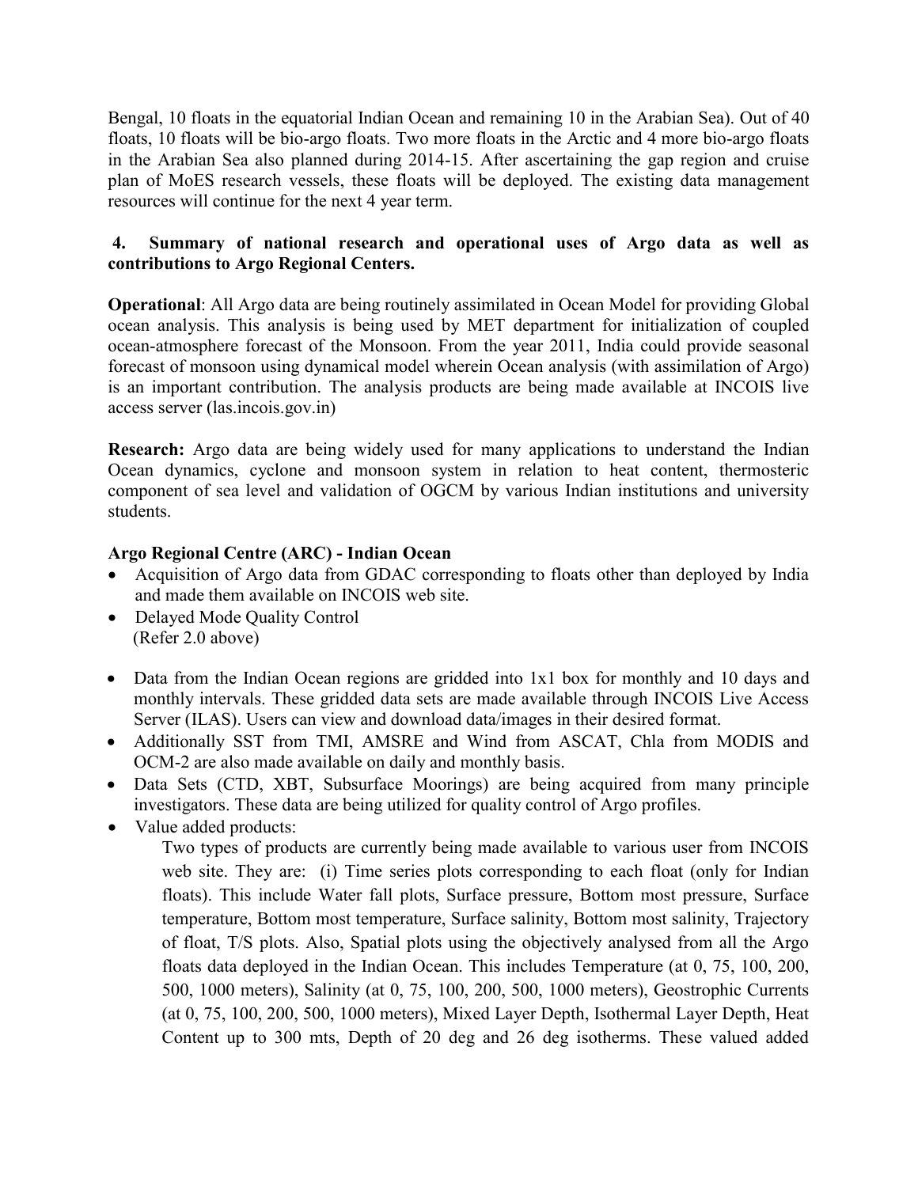Bengal, 10 floats in the equatorial Indian Ocean and remaining 10 in the Arabian Sea). Out of 40 floats, 10 floats will be bio-argo floats. Two more floats in the Arctic and 4 more bio-argo floats in the Arabian Sea also planned during 2014-15. After ascertaining the gap region and cruise plan of MoES research vessels, these floats will be deployed. The existing data management resources will continue for the next 4 year term.

## 4. Summary of national research and operational uses of Argo data as well as contributions to Argo Regional Centers.

**Operational**: All Argo data are being routinely assimilated in Ocean Model for providing Global ocean analysis. This analysis is being used by MET department for initialization of coupled ocean-atmosphere forecast of the Monsoon. From the year 2011, India could provide seasonal forecast of monsoon using dynamical model wherein Ocean analysis (with assimilation of Argo) is an important contribution. The analysis products are being made available at INCOIS live access server (las.incois.gov.in)

**Research:** Argo data are being widely used for many applications to understand the Indian Ocean dynamics, cyclone and monsoon system in relation to heat content, thermosteric component of sea level and validation of OGCM by various Indian institutions and university students.

**Argo Regional Centre (ARC) - Indian Ocean**

- Acquisition of Argo data from GDAC corresponding to floats other than deployed by India and made them available on INCOIS web site.
- Delayed Mode Quality Control
  (Refer 2.0 above)

- Data from the Indian Ocean regions are gridded into 1x1 box for monthly and 10 days and monthly intervals. These gridded data sets are made available through INCOIS Live Access Server (ILAS). Users can view and download data/images in their desired format.
- Additionally SST from TMI, AMSRE and Wind from ASCAT, Chla from MODIS and OCM-2 are also made available on daily and monthly basis.
- Data Sets (CTD, XBT, Subsurface Moorings) are being acquired from many principle investigators. These data are being utilized for quality control of Argo profiles.
- Value added products:

  Two types of products are currently being made available to various user from INCOIS web site. They are: (i) Time series plots corresponding to each float (only for Indian floats). This include Water fall plots, Surface pressure, Bottom most pressure, Surface temperature, Bottom most temperature, Surface salinity, Bottom most salinity, Trajectory of float, T/S plots. Also, Spatial plots using the objectively analysed from all the Argo floats data deployed in the Indian Ocean. This includes Temperature (at 0, 75, 100, 200, 500, 1000 meters), Salinity (at 0, 75, 100, 200, 500, 1000 meters), Geostrophic Currents (at 0, 75, 100, 200, 500, 1000 meters), Mixed Layer Depth, Isothermal Layer Depth, Heat Content up to 300 mts, Depth of 20 deg and 26 deg isotherms. These valued added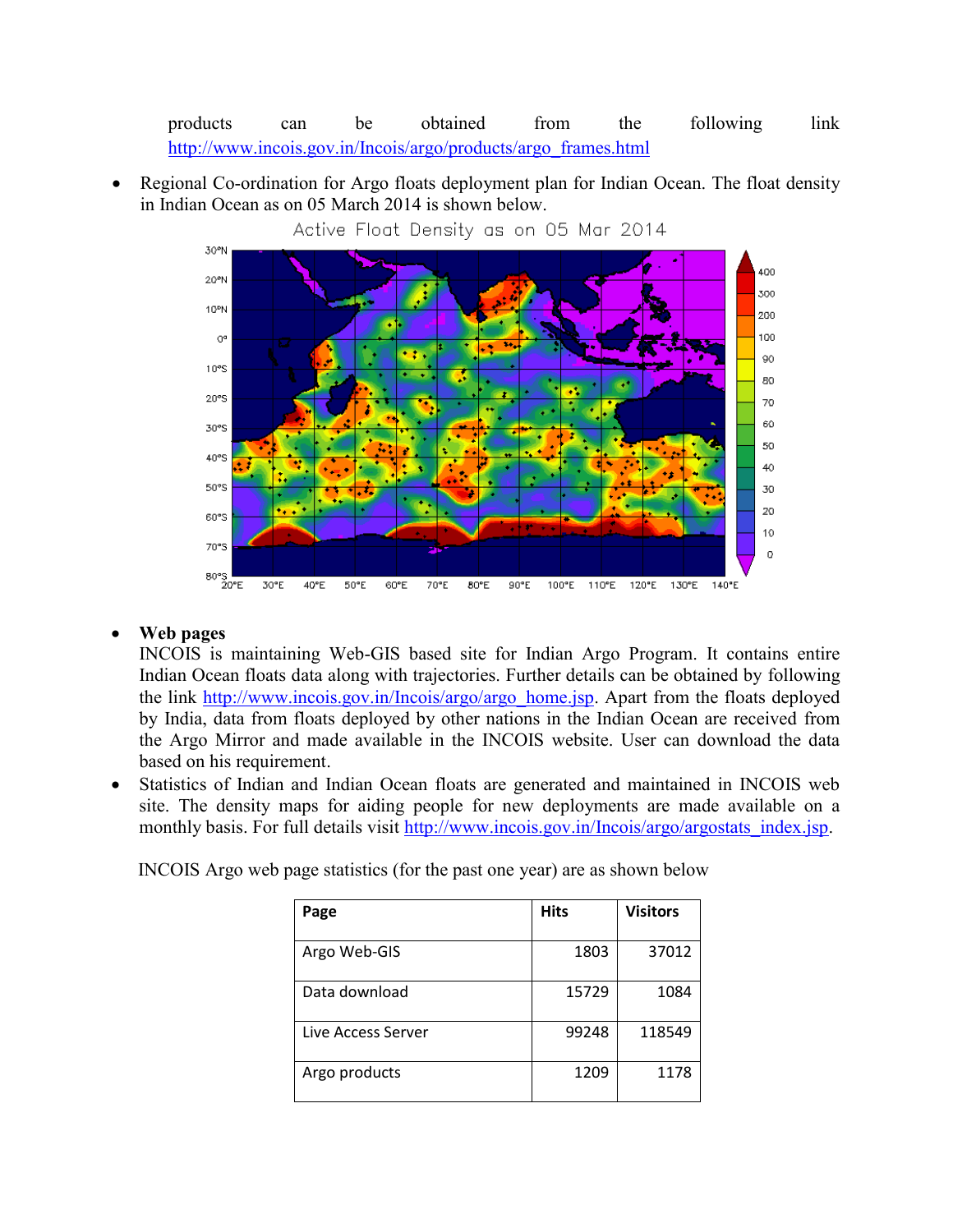products can be obtained from the following link http://www.incois.gov.in/Incois/argo/products/argo_frames.html

- Regional Co-ordination for Argo floats deployment plan for Indian Ocean. The float density in Indian Ocean as on 05 March 2014 is shown below.

- **Web pages**
  INCOIS is maintaining Web-GIS based site for Indian Argo Program. It contains entire Indian Ocean floats data along with trajectories. Further details can be obtained by following the link http://www.incois.gov.in/Incois/argo/argo_home.jsp. Apart from the floats deployed by India, data from floats deployed by other nations in the Indian Ocean are received from the Argo Mirror and made available in the INCOIS website. User can download the data based on his requirement.
- Statistics of Indian and Indian Ocean floats are generated and maintained in INCOIS web site. The density maps for aiding people for new deployments are made available on a monthly basis. For full details visit http://www.incois.gov.in/Incois/argo/argostats_index.jsp.

INCOIS Argo web page statistics (for the past one year) are as shown below

| Page | Hits | Visitors |
|---|---|---|
| Argo Web-GIS | 1803 | 37012 |
| Data download | 15729 | 1084 |
| Live Access Server | 99248 | 118549 |
| Argo products | 1209 | 1178 |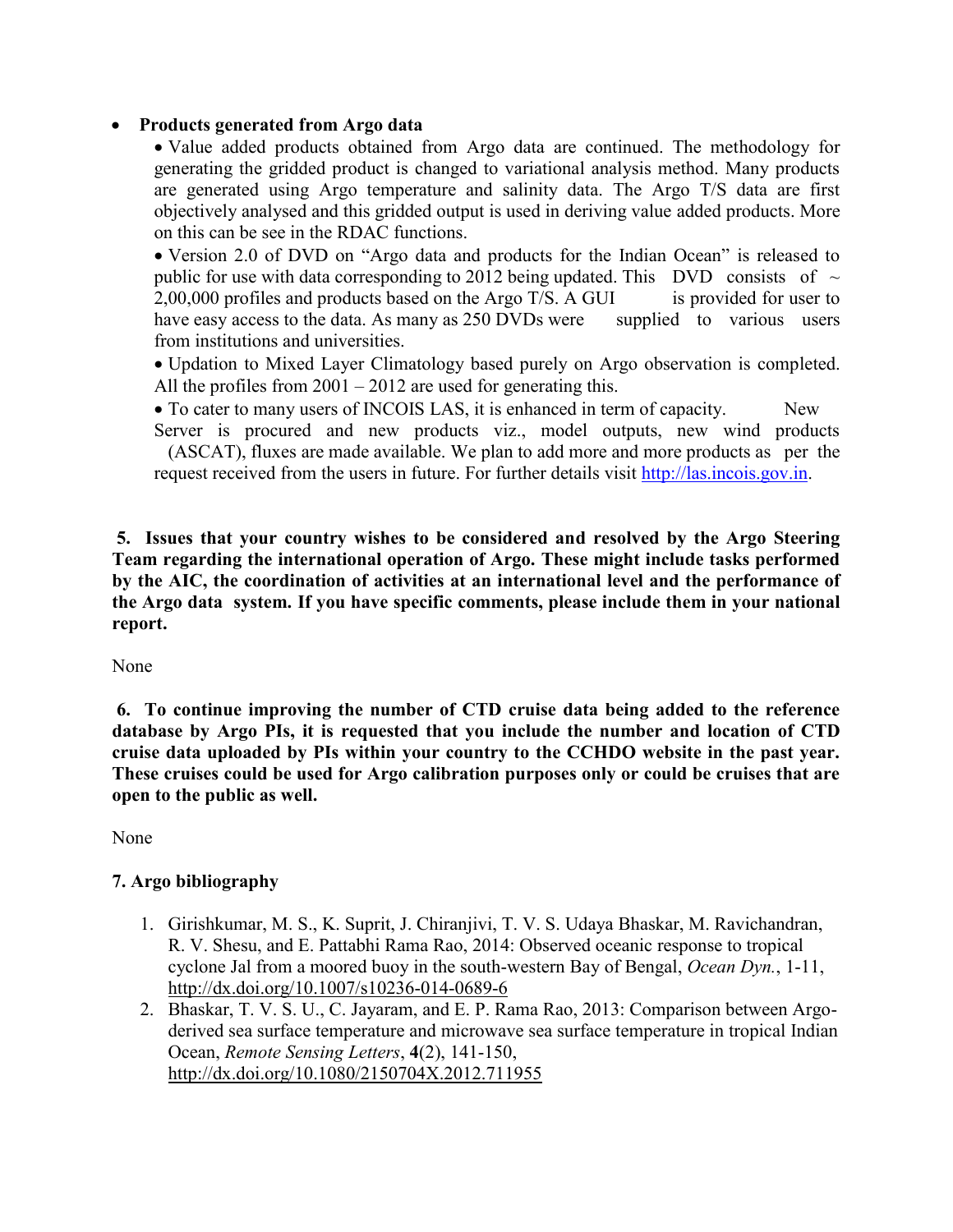- **Products generated from Argo data**
    - Value added products obtained from Argo data are continued. The methodology for generating the gridded product is changed to variational analysis method. Many products are generated using Argo temperature and salinity data. The Argo T/S data are first objectively analysed and this gridded output is used in deriving value added products. More on this can be see in the RDAC functions.
    - Version 2.0 of DVD on "Argo data and products for the Indian Ocean" is released to public for use with data corresponding to 2012 being updated. This DVD consists of ~ 2,00,000 profiles and products based on the Argo T/S. A GUI is provided for user to have easy access to the data. As many as 250 DVDs were supplied to various users from institutions and universities.
    - Updation to Mixed Layer Climatology based purely on Argo observation is completed. All the profiles from 2001 – 2012 are used for generating this.
    - To cater to many users of INCOIS LAS, it is enhanced in term of capacity. New Server is procured and new products viz., model outputs, new wind products (ASCAT), fluxes are made available. We plan to add more and more products as per the request received from the users in future. For further details visit http://las.incois.gov.in.

**5. Issues that your country wishes to be considered and resolved by the Argo Steering Team regarding the international operation of Argo. These might include tasks performed by the AIC, the coordination of activities at an international level and the performance of the Argo data system. If you have specific comments, please include them in your national report.**

None

**6. To continue improving the number of CTD cruise data being added to the reference database by Argo PIs, it is requested that you include the number and location of CTD cruise data uploaded by PIs within your country to the CCHDO website in the past year. These cruises could be used for Argo calibration purposes only or could be cruises that are open to the public as well.**

None

**7. Argo bibliography**

1. Girishkumar, M. S., K. Suprit, J. Chiranjivi, T. V. S. Udaya Bhaskar, M. Ravichandran, R. V. Shesu, and E. Pattabhi Rama Rao, 2014: Observed oceanic response to tropical cyclone Jal from a moored buoy in the south-western Bay of Bengal, *Ocean Dyn.*, 1-11, http://dx.doi.org/10.1007/s10236-014-0689-6
2. Bhaskar, T. V. S. U., C. Jayaram, and E. P. Rama Rao, 2013: Comparison between Argo-derived sea surface temperature and microwave sea surface temperature in tropical Indian Ocean, *Remote Sensing Letters*, **4**(2), 141-150, http://dx.doi.org/10.1080/2150704X.2012.711955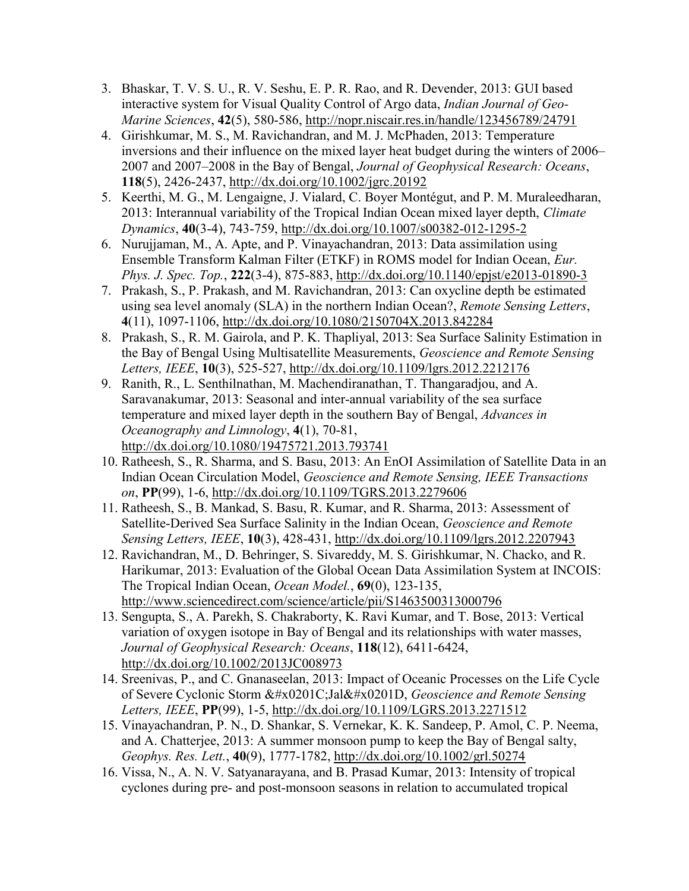3. Bhaskar, T. V. S. U., R. V. Seshu, E. P. R. Rao, and R. Devender, 2013: GUI based interactive system for Visual Quality Control of Argo data, *Indian Journal of Geo-Marine Sciences*, **42**(5), 580-586, http://nopr.niscair.res.in/handle/123456789/24791
4. Girishkumar, M. S., M. Ravichandran, and M. J. McPhaden, 2013: Temperature inversions and their influence on the mixed layer heat budget during the winters of 2006–2007 and 2007–2008 in the Bay of Bengal, *Journal of Geophysical Research: Oceans*, **118**(5), 2426-2437, http://dx.doi.org/10.1002/jgrc.20192
5. Keerthi, M. G., M. Lengaigne, J. Vialard, C. Boyer Montégut, and P. M. Muraleedharan, 2013: Interannual variability of the Tropical Indian Ocean mixed layer depth, *Climate Dynamics*, **40**(3-4), 743-759, http://dx.doi.org/10.1007/s00382-012-1295-2
6. Nurujjaman, M., A. Apte, and P. Vinayachandran, 2013: Data assimilation using Ensemble Transform Kalman Filter (ETKF) in ROMS model for Indian Ocean, *Eur. Phys. J. Spec. Top.*, **222**(3-4), 875-883, http://dx.doi.org/10.1140/epjst/e2013-01890-3
7. Prakash, S., P. Prakash, and M. Ravichandran, 2013: Can oxycline depth be estimated using sea level anomaly (SLA) in the northern Indian Ocean?, *Remote Sensing Letters*, **4**(11), 1097-1106, http://dx.doi.org/10.1080/2150704X.2013.842284
8. Prakash, S., R. M. Gairola, and P. K. Thapliyal, 2013: Sea Surface Salinity Estimation in the Bay of Bengal Using Multisatellite Measurements, *Geoscience and Remote Sensing Letters, IEEE*, **10**(3), 525-527, http://dx.doi.org/10.1109/lgrs.2012.2212176
9. Ranith, R., L. Senthilnathan, M. Machendiranathan, T. Thangaradjou, and A. Saravanakumar, 2013: Seasonal and inter-annual variability of the sea surface temperature and mixed layer depth in the southern Bay of Bengal, *Advances in Oceanography and Limnology*, **4**(1), 70-81, http://dx.doi.org/10.1080/19475721.2013.793741
10. Ratheesh, S., R. Sharma, and S. Basu, 2013: An EnOI Assimilation of Satellite Data in an Indian Ocean Circulation Model, *Geoscience and Remote Sensing, IEEE Transactions on*, **PP**(99), 1-6, http://dx.doi.org/10.1109/TGRS.2013.2279606
11. Ratheesh, S., B. Mankad, S. Basu, R. Kumar, and R. Sharma, 2013: Assessment of Satellite-Derived Sea Surface Salinity in the Indian Ocean, *Geoscience and Remote Sensing Letters, IEEE*, **10**(3), 428-431, http://dx.doi.org/10.1109/lgrs.2012.2207943
12. Ravichandran, M., D. Behringer, S. Sivareddy, M. S. Girishkumar, N. Chacko, and R. Harikumar, 2013: Evaluation of the Global Ocean Data Assimilation System at INCOIS: The Tropical Indian Ocean, *Ocean Model.*, **69**(0), 123-135, http://www.sciencedirect.com/science/article/pii/S1463500313000796
13. Sengupta, S., A. Parekh, S. Chakraborty, K. Ravi Kumar, and T. Bose, 2013: Vertical variation of oxygen isotope in Bay of Bengal and its relationships with water masses, *Journal of Geophysical Research: Oceans*, **118**(12), 6411-6424, http://dx.doi.org/10.1002/2013JC008973
14. Sreenivas, P., and C. Gnanaseelan, 2013: Impact of Oceanic Processes on the Life Cycle of Severe Cyclonic Storm &#x0201C;Jal&#x0201D, *Geoscience and Remote Sensing Letters, IEEE*, **PP**(99), 1-5, http://dx.doi.org/10.1109/LGRS.2013.2271512
15. Vinayachandran, P. N., D. Shankar, S. Vernekar, K. K. Sandeep, P. Amol, C. P. Neema, and A. Chatterjee, 2013: A summer monsoon pump to keep the Bay of Bengal salty, *Geophys. Res. Lett.*, **40**(9), 1777-1782, http://dx.doi.org/10.1002/grl.50274
16. Vissa, N., A. N. V. Satyanarayana, and B. Prasad Kumar, 2013: Intensity of tropical cyclones during pre- and post-monsoon seasons in relation to accumulated tropical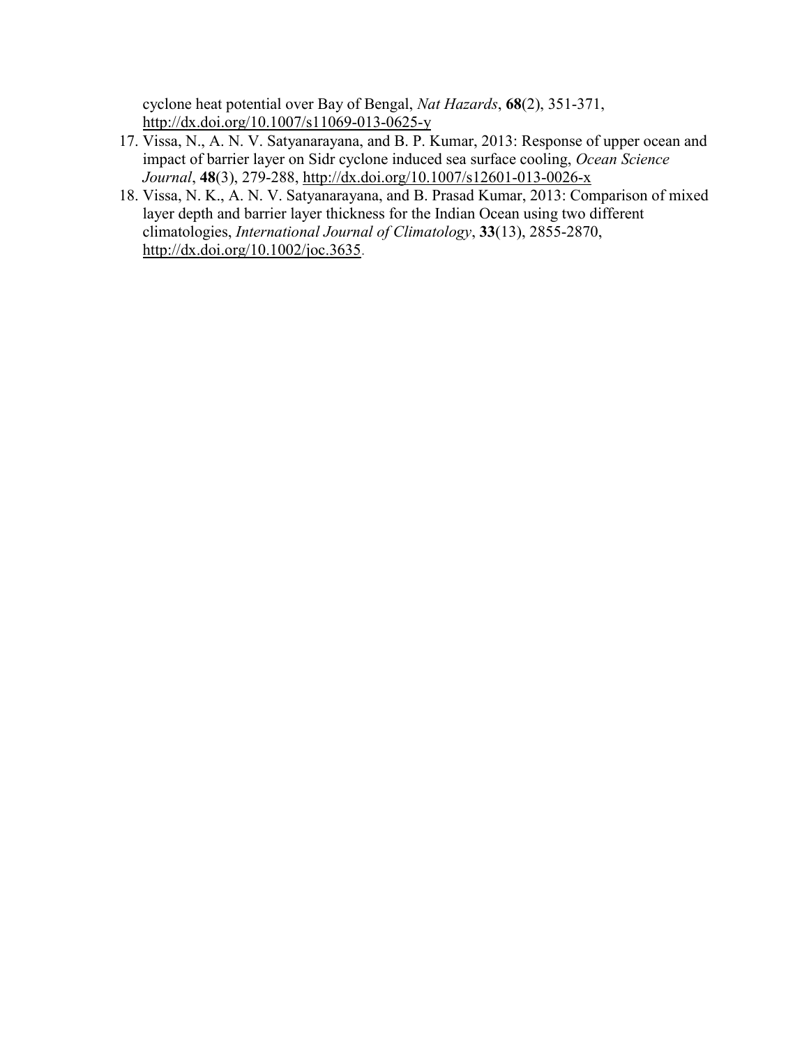cyclone heat potential over Bay of Bengal, *Nat Hazards*, **68**(2), 351-371, http://dx.doi.org/10.1007/s11069-013-0625-y

17. Vissa, N., A. N. V. Satyanarayana, and B. P. Kumar, 2013: Response of upper ocean and impact of barrier layer on Sidr cyclone induced sea surface cooling, *Ocean Science Journal*, **48**(3), 279-288, http://dx.doi.org/10.1007/s12601-013-0026-x
18. Vissa, N. K., A. N. V. Satyanarayana, and B. Prasad Kumar, 2013: Comparison of mixed layer depth and barrier layer thickness for the Indian Ocean using two different climatologies, *International Journal of Climatology*, **33**(13), 2855-2870, http://dx.doi.org/10.1002/joc.3635.